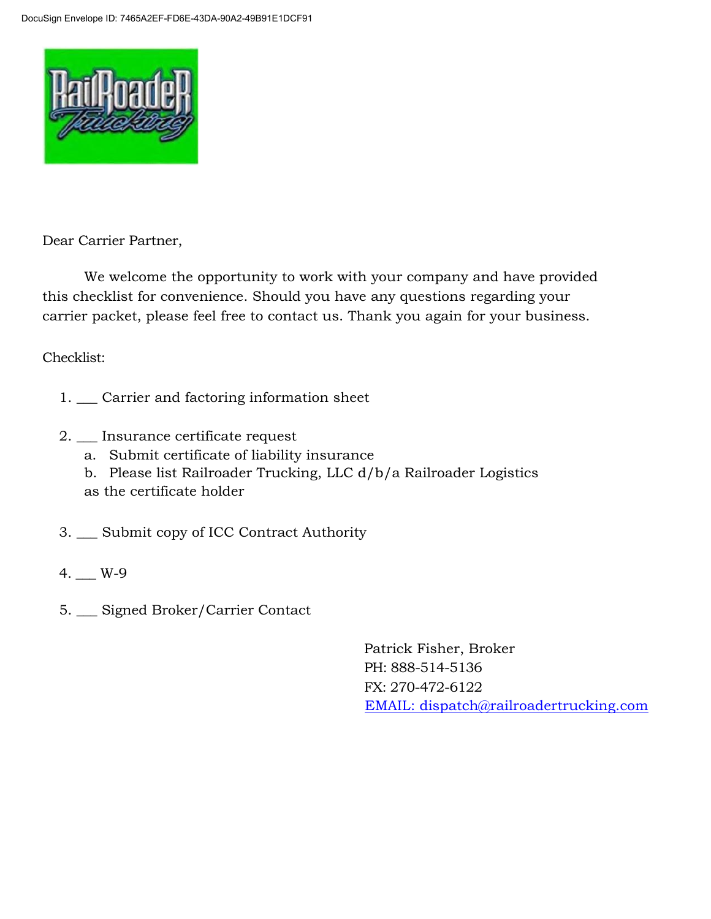Dear Carrier Partner,

We welcome the opportunity to work with your company and have provided this checklist for convenience. Should you have any questions regarding your carrier packet, please feel free to contact us. Thank you again for your business.

Checklist:

1. ___ Carrier and factoring information sheet

2. ___ Insurance certificate request
   a. Submit certificate of liability insurance
   b. Please list Railroader Trucking, LLC d/b/a Railroader Logistics as the certificate holder

3. ___ Submit copy of ICC Contract Authority

4. ___ W-9

5. ___ Signed Broker/Carrier Contact

Patrick Fisher, Broker
PH: 888-514-5136
FX: 270-472-6122
EMAIL: dispatch@railroadertrucking.com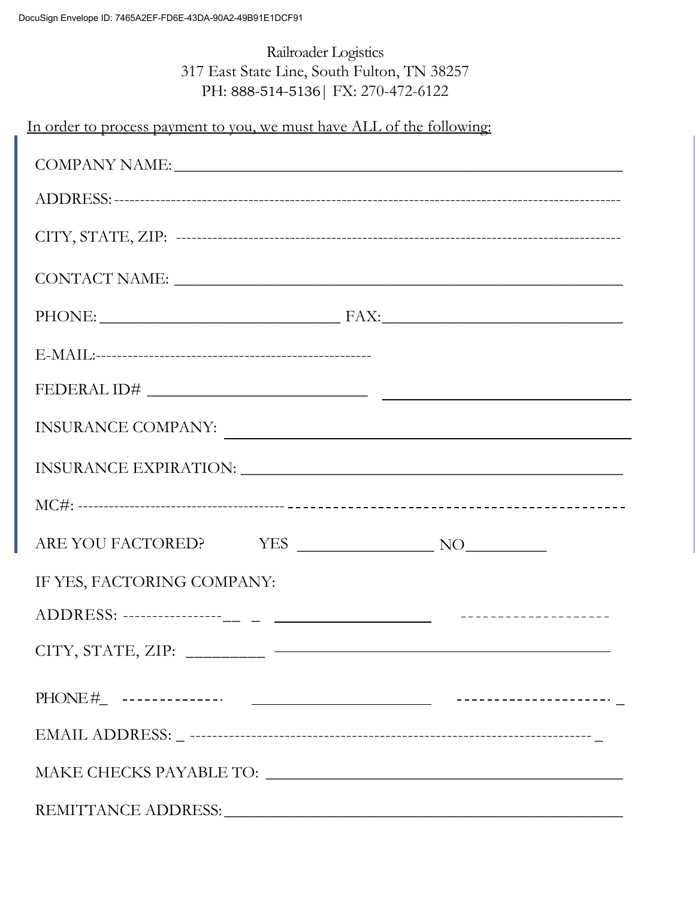Railroader Logistics
317 East State Line, South Fulton, TN 38257
PH: 888-514-5136| FX: 270-472-6122

In order to process payment to you, we must have ALL of the following:

COMPANY NAME: ____________________

ADDRESS: --------------------

CITY, STATE, ZIP: --------------------

CONTACT NAME: ____________________

PHONE: ____________________ FAX: ____________________

E-MAIL: --------------------

FEDERAL ID# ____________________

INSURANCE COMPANY: ____________________

INSURANCE EXPIRATION: ____________________

MC#: --------------------

ARE YOU FACTORED? YES ____________ NO ________

IF YES, FACTORING COMPANY:

ADDRESS: -----------------__ _ ____________________

CITY, STATE, ZIP: ________ ____________________

PHONE#_ ------------- ____________________ -------------------- _

EMAIL ADDRESS: _ -------------------- _

MAKE CHECKS PAYABLE TO: ____________________

REMITTANCE ADDRESS: ____________________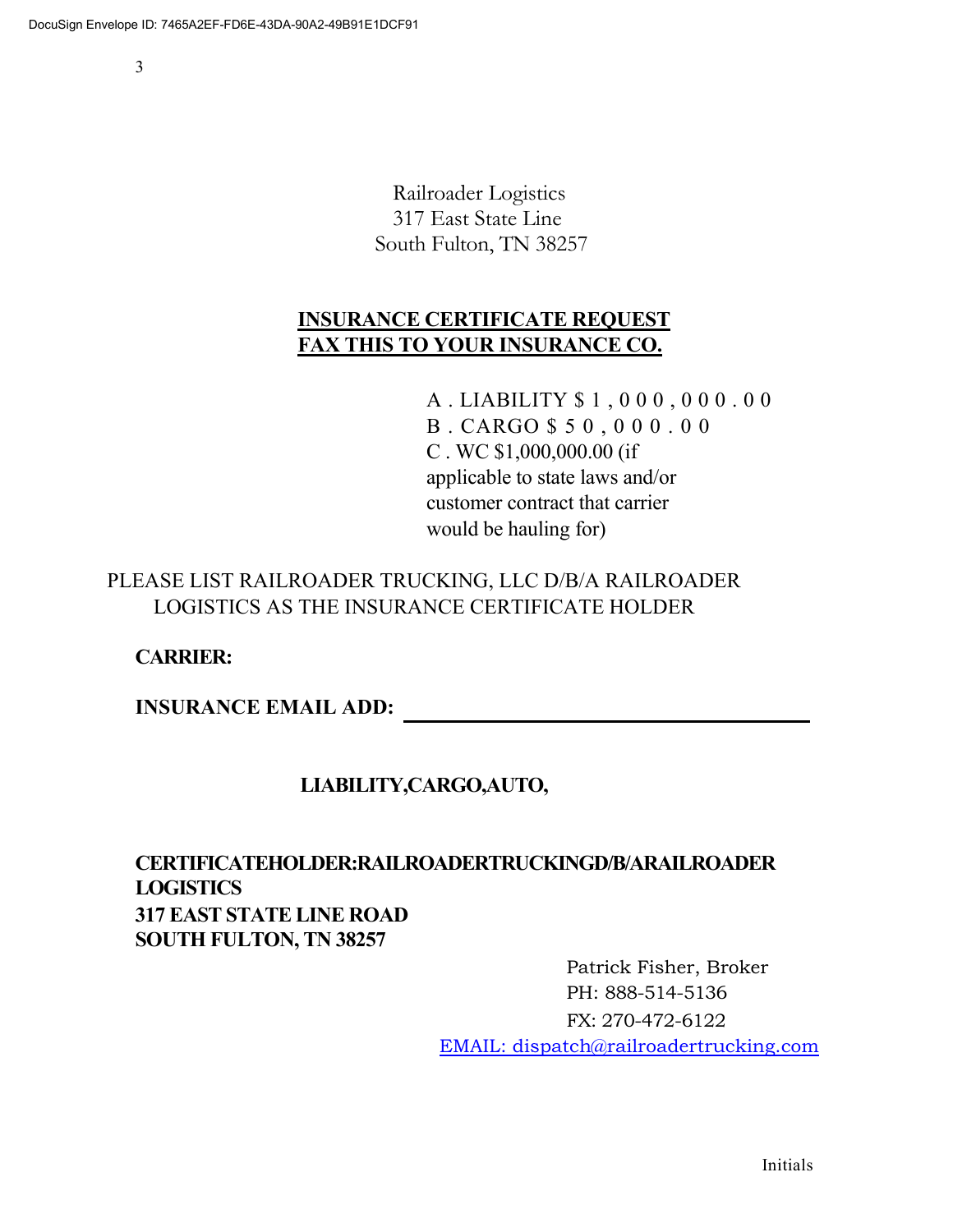Railroader Logistics
317 East State Line
South Fulton, TN 38257

## INSURANCE CERTIFICATE REQUEST
## FAX THIS TO YOUR INSURANCE CO.

A . LIABILITY $ 1 , 0 0 0 , 0 0 0 . 0 0
B . CARGO $ 5 0 , 0 0 0 . 0 0
C . WC $1,000,000.00 (if applicable to state laws and/or customer contract that carrier would be hauling for)

PLEASE LIST RAILROADER TRUCKING, LLC D/B/A RAILROADER LOGISTICS AS THE INSURANCE CERTIFICATE HOLDER

**CARRIER:**

**INSURANCE EMAIL ADD:** ______________________________

**LIABILITY,CARGO,AUTO,**

**CERTIFICATEHOLDER:RAILROADERTRUCKINGD/B/ARAILROADER LOGISTICS**
**317 EAST STATE LINE ROAD**
**SOUTH FULTON, TN 38257**

Patrick Fisher, Broker
PH: 888-514-5136
FX: 270-472-6122
EMAIL: dispatch@railroadertrucking.com

Initials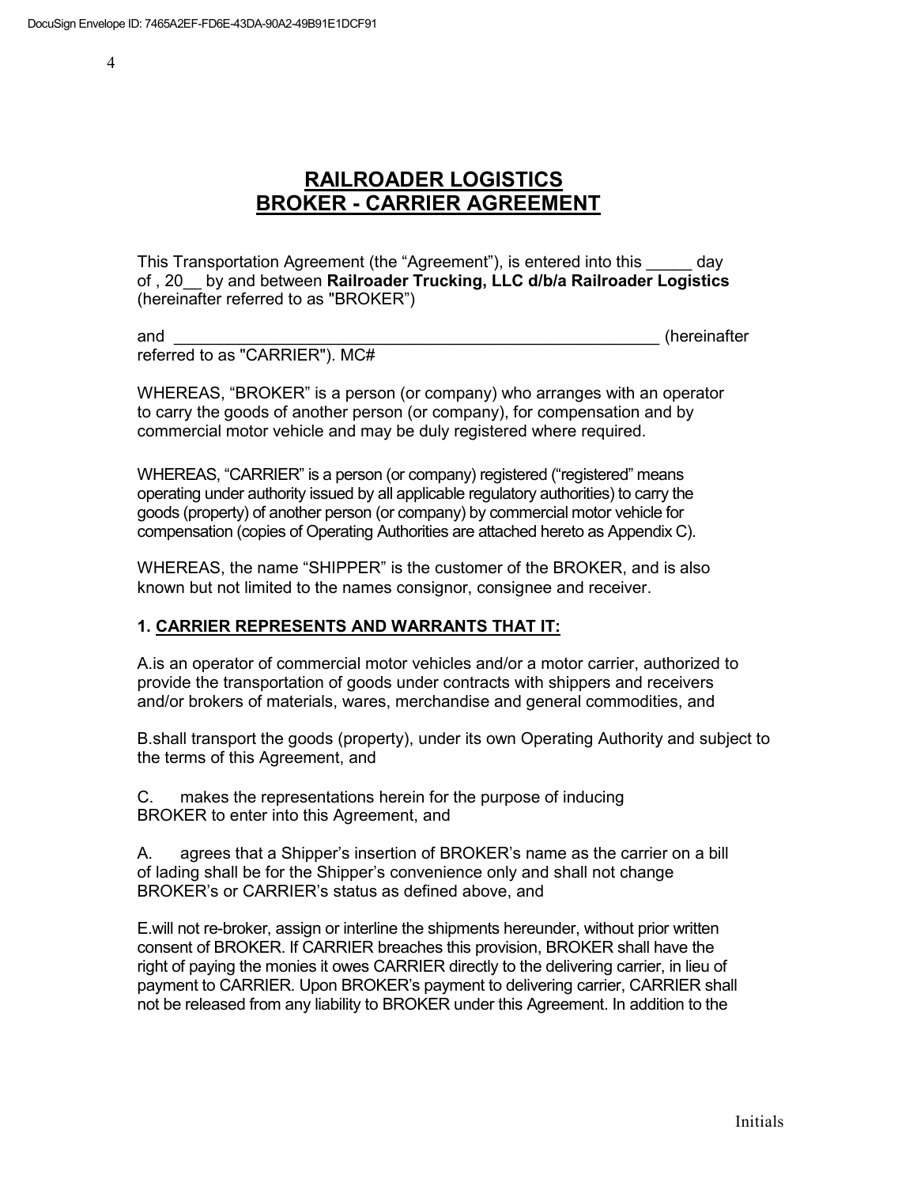# RAILROADER LOGISTICS
# BROKER - CARRIER AGREEMENT

This Transportation Agreement (the "Agreement"), is entered into this _____ day of , 20__ by and between **Railroader Trucking, LLC d/b/a Railroader Logistics** (hereinafter referred to as "BROKER")

and ________________________________________________________ (hereinafter referred to as "CARRIER"). MC#

WHEREAS, "BROKER" is a person (or company) who arranges with an operator to carry the goods of another person (or company), for compensation and by commercial motor vehicle and may be duly registered where required.

WHEREAS, "CARRIER" is a person (or company) registered ("registered" means operating under authority issued by all applicable regulatory authorities) to carry the goods (property) of another person (or company) by commercial motor vehicle for compensation (copies of Operating Authorities are attached hereto as Appendix C).

WHEREAS, the name "SHIPPER" is the customer of the BROKER, and is also known but not limited to the names consignor, consignee and receiver.

### 1. CARRIER REPRESENTS AND WARRANTS THAT IT:

A.is an operator of commercial motor vehicles and/or a motor carrier, authorized to provide the transportation of goods under contracts with shippers and receivers and/or brokers of materials, wares, merchandise and general commodities, and

B.shall transport the goods (property), under its own Operating Authority and subject to the terms of this Agreement, and

C. makes the representations herein for the purpose of inducing BROKER to enter into this Agreement, and

A. agrees that a Shipper's insertion of BROKER's name as the carrier on a bill of lading shall be for the Shipper's convenience only and shall not change BROKER's or CARRIER's status as defined above, and

E.will not re-broker, assign or interline the shipments hereunder, without prior written consent of BROKER. If CARRIER breaches this provision, BROKER shall have the right of paying the monies it owes CARRIER directly to the delivering carrier, in lieu of payment to CARRIER. Upon BROKER's payment to delivering carrier, CARRIER shall not be released from any liability to BROKER under this Agreement. In addition to the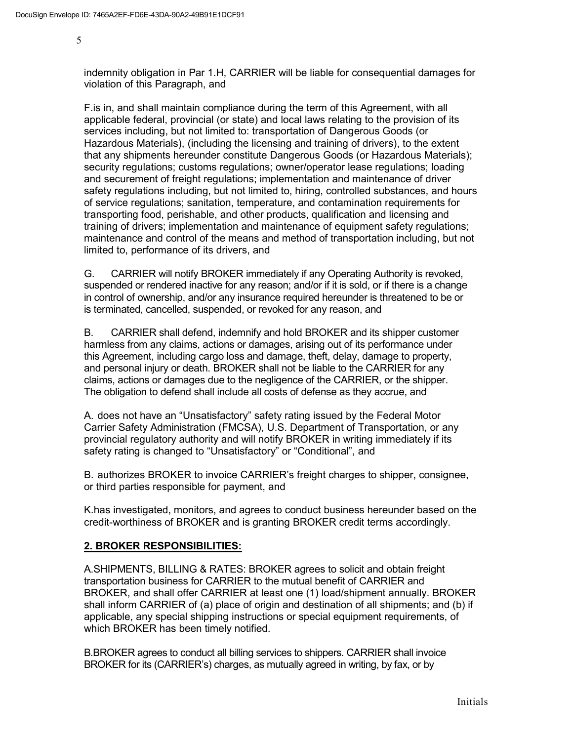indemnity obligation in Par 1.H, CARRIER will be liable for consequential damages for violation of this Paragraph, and

F.is in, and shall maintain compliance during the term of this Agreement, with all applicable federal, provincial (or state) and local laws relating to the provision of its services including, but not limited to: transportation of Dangerous Goods (or Hazardous Materials), (including the licensing and training of drivers), to the extent that any shipments hereunder constitute Dangerous Goods (or Hazardous Materials); security regulations; customs regulations; owner/operator lease regulations; loading and securement of freight regulations; implementation and maintenance of driver safety regulations including, but not limited to, hiring, controlled substances, and hours of service regulations; sanitation, temperature, and contamination requirements for transporting food, perishable, and other products, qualification and licensing and training of drivers; implementation and maintenance of equipment safety regulations; maintenance and control of the means and method of transportation including, but not limited to, performance of its drivers, and

G. CARRIER will notify BROKER immediately if any Operating Authority is revoked, suspended or rendered inactive for any reason; and/or if it is sold, or if there is a change in control of ownership, and/or any insurance required hereunder is threatened to be or is terminated, cancelled, suspended, or revoked for any reason, and

B. CARRIER shall defend, indemnify and hold BROKER and its shipper customer harmless from any claims, actions or damages, arising out of its performance under this Agreement, including cargo loss and damage, theft, delay, damage to property, and personal injury or death. BROKER shall not be liable to the CARRIER for any claims, actions or damages due to the negligence of the CARRIER, or the shipper. The obligation to defend shall include all costs of defense as they accrue, and

A. does not have an "Unsatisfactory" safety rating issued by the Federal Motor Carrier Safety Administration (FMCSA), U.S. Department of Transportation, or any provincial regulatory authority and will notify BROKER in writing immediately if its safety rating is changed to "Unsatisfactory" or "Conditional", and

B. authorizes BROKER to invoice CARRIER's freight charges to shipper, consignee, or third parties responsible for payment, and

K.has investigated, monitors, and agrees to conduct business hereunder based on the credit-worthiness of BROKER and is granting BROKER credit terms accordingly.

## 2. BROKER RESPONSIBILITIES:

A.SHIPMENTS, BILLING & RATES: BROKER agrees to solicit and obtain freight transportation business for CARRIER to the mutual benefit of CARRIER and BROKER, and shall offer CARRIER at least one (1) load/shipment annually. BROKER shall inform CARRIER of (a) place of origin and destination of all shipments; and (b) if applicable, any special shipping instructions or special equipment requirements, of which BROKER has been timely notified.

B.BROKER agrees to conduct all billing services to shippers. CARRIER shall invoice BROKER for its (CARRIER's) charges, as mutually agreed in writing, by fax, or by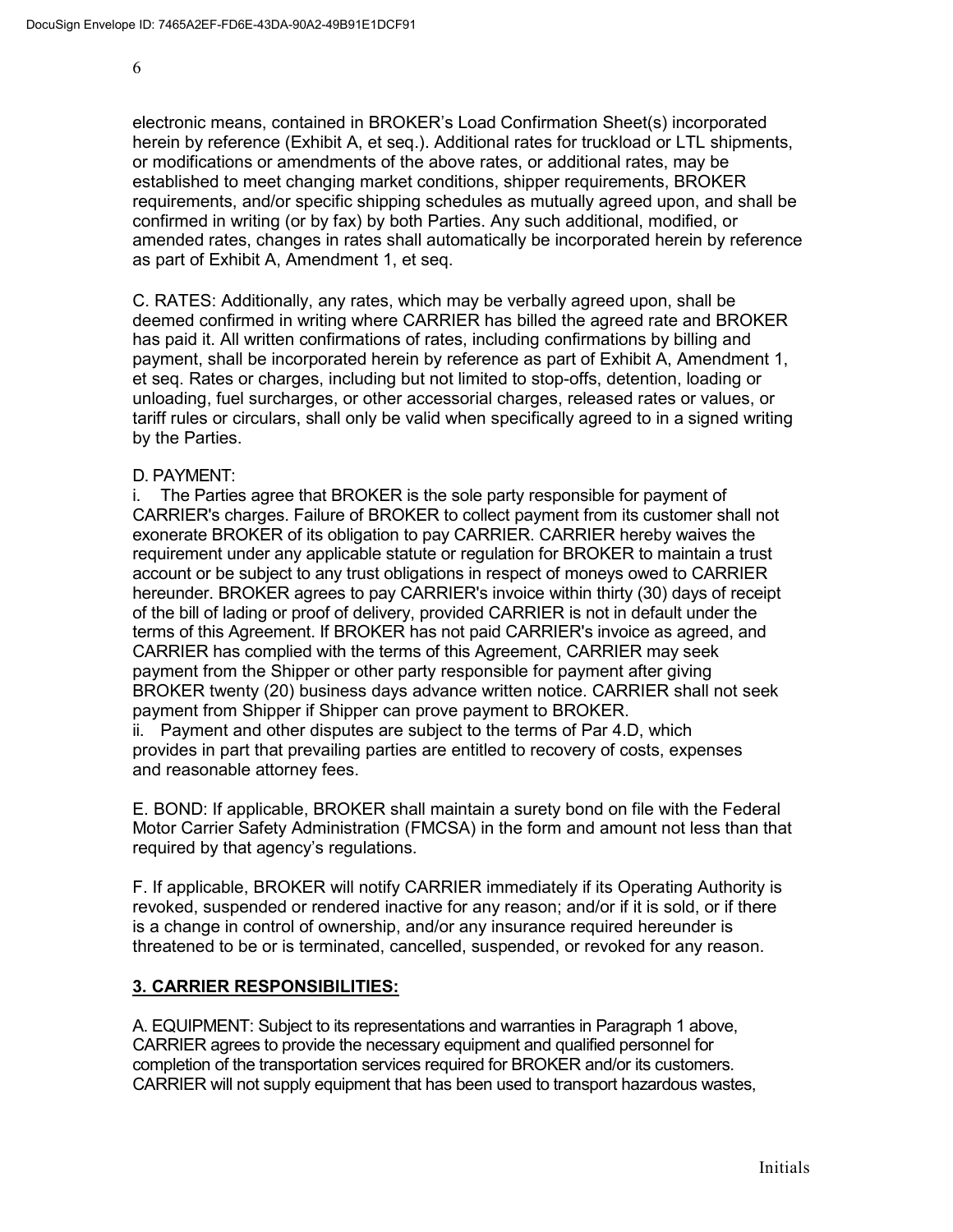electronic means, contained in BROKER's Load Confirmation Sheet(s) incorporated herein by reference (Exhibit A, et seq.). Additional rates for truckload or LTL shipments, or modifications or amendments of the above rates, or additional rates, may be established to meet changing market conditions, shipper requirements, BROKER requirements, and/or specific shipping schedules as mutually agreed upon, and shall be confirmed in writing (or by fax) by both Parties. Any such additional, modified, or amended rates, changes in rates shall automatically be incorporated herein by reference as part of Exhibit A, Amendment 1, et seq.

C. RATES: Additionally, any rates, which may be verbally agreed upon, shall be deemed confirmed in writing where CARRIER has billed the agreed rate and BROKER has paid it. All written confirmations of rates, including confirmations by billing and payment, shall be incorporated herein by reference as part of Exhibit A, Amendment 1, et seq. Rates or charges, including but not limited to stop-offs, detention, loading or unloading, fuel surcharges, or other accessorial charges, released rates or values, or tariff rules or circulars, shall only be valid when specifically agreed to in a signed writing by the Parties.

D. PAYMENT:

i. The Parties agree that BROKER is the sole party responsible for payment of CARRIER's charges. Failure of BROKER to collect payment from its customer shall not exonerate BROKER of its obligation to pay CARRIER. CARRIER hereby waives the requirement under any applicable statute or regulation for BROKER to maintain a trust account or be subject to any trust obligations in respect of moneys owed to CARRIER hereunder. BROKER agrees to pay CARRIER's invoice within thirty (30) days of receipt of the bill of lading or proof of delivery, provided CARRIER is not in default under the terms of this Agreement. If BROKER has not paid CARRIER's invoice as agreed, and CARRIER has complied with the terms of this Agreement, CARRIER may seek payment from the Shipper or other party responsible for payment after giving BROKER twenty (20) business days advance written notice. CARRIER shall not seek payment from Shipper if Shipper can prove payment to BROKER.

ii. Payment and other disputes are subject to the terms of Par 4.D, which provides in part that prevailing parties are entitled to recovery of costs, expenses and reasonable attorney fees.

E. BOND: If applicable, BROKER shall maintain a surety bond on file with the Federal Motor Carrier Safety Administration (FMCSA) in the form and amount not less than that required by that agency's regulations.

F. If applicable, BROKER will notify CARRIER immediately if its Operating Authority is revoked, suspended or rendered inactive for any reason; and/or if it is sold, or if there is a change in control of ownership, and/or any insurance required hereunder is threatened to be or is terminated, cancelled, suspended, or revoked for any reason.

## 3. CARRIER RESPONSIBILITIES:

A. EQUIPMENT: Subject to its representations and warranties in Paragraph 1 above, CARRIER agrees to provide the necessary equipment and qualified personnel for completion of the transportation services required for BROKER and/or its customers. CARRIER will not supply equipment that has been used to transport hazardous wastes,

Initials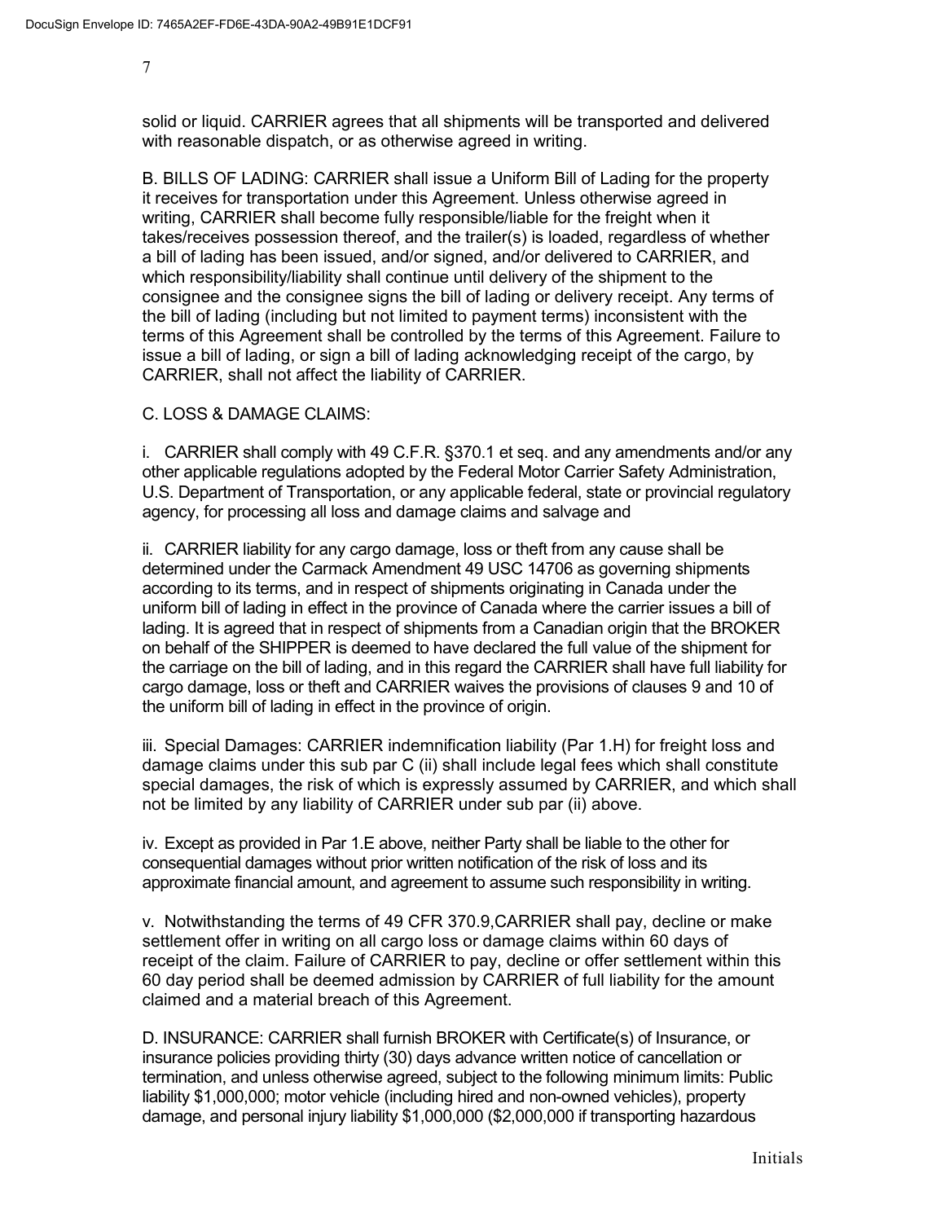solid or liquid. CARRIER agrees that all shipments will be transported and delivered with reasonable dispatch, or as otherwise agreed in writing.

B. BILLS OF LADING: CARRIER shall issue a Uniform Bill of Lading for the property it receives for transportation under this Agreement. Unless otherwise agreed in writing, CARRIER shall become fully responsible/liable for the freight when it takes/receives possession thereof, and the trailer(s) is loaded, regardless of whether a bill of lading has been issued, and/or signed, and/or delivered to CARRIER, and which responsibility/liability shall continue until delivery of the shipment to the consignee and the consignee signs the bill of lading or delivery receipt. Any terms of the bill of lading (including but not limited to payment terms) inconsistent with the terms of this Agreement shall be controlled by the terms of this Agreement. Failure to issue a bill of lading, or sign a bill of lading acknowledging receipt of the cargo, by CARRIER, shall not affect the liability of CARRIER.

C. LOSS & DAMAGE CLAIMS:

i. CARRIER shall comply with 49 C.F.R. §370.1 et seq. and any amendments and/or any other applicable regulations adopted by the Federal Motor Carrier Safety Administration, U.S. Department of Transportation, or any applicable federal, state or provincial regulatory agency, for processing all loss and damage claims and salvage and

ii. CARRIER liability for any cargo damage, loss or theft from any cause shall be determined under the Carmack Amendment 49 USC 14706 as governing shipments according to its terms, and in respect of shipments originating in Canada under the uniform bill of lading in effect in the province of Canada where the carrier issues a bill of lading. It is agreed that in respect of shipments from a Canadian origin that the BROKER on behalf of the SHIPPER is deemed to have declared the full value of the shipment for the carriage on the bill of lading, and in this regard the CARRIER shall have full liability for cargo damage, loss or theft and CARRIER waives the provisions of clauses 9 and 10 of the uniform bill of lading in effect in the province of origin.

iii. Special Damages: CARRIER indemnification liability (Par 1.H) for freight loss and damage claims under this sub par C (ii) shall include legal fees which shall constitute special damages, the risk of which is expressly assumed by CARRIER, and which shall not be limited by any liability of CARRIER under sub par (ii) above.

iv. Except as provided in Par 1.E above, neither Party shall be liable to the other for consequential damages without prior written notification of the risk of loss and its approximate financial amount, and agreement to assume such responsibility in writing.

v. Notwithstanding the terms of 49 CFR 370.9,CARRIER shall pay, decline or make settlement offer in writing on all cargo loss or damage claims within 60 days of receipt of the claim. Failure of CARRIER to pay, decline or offer settlement within this 60 day period shall be deemed admission by CARRIER of full liability for the amount claimed and a material breach of this Agreement.

D. INSURANCE: CARRIER shall furnish BROKER with Certificate(s) of Insurance, or insurance policies providing thirty (30) days advance written notice of cancellation or termination, and unless otherwise agreed, subject to the following minimum limits: Public liability $1,000,000; motor vehicle (including hired and non-owned vehicles), property damage, and personal injury liability $1,000,000 ($2,000,000 if transporting hazardous

Initials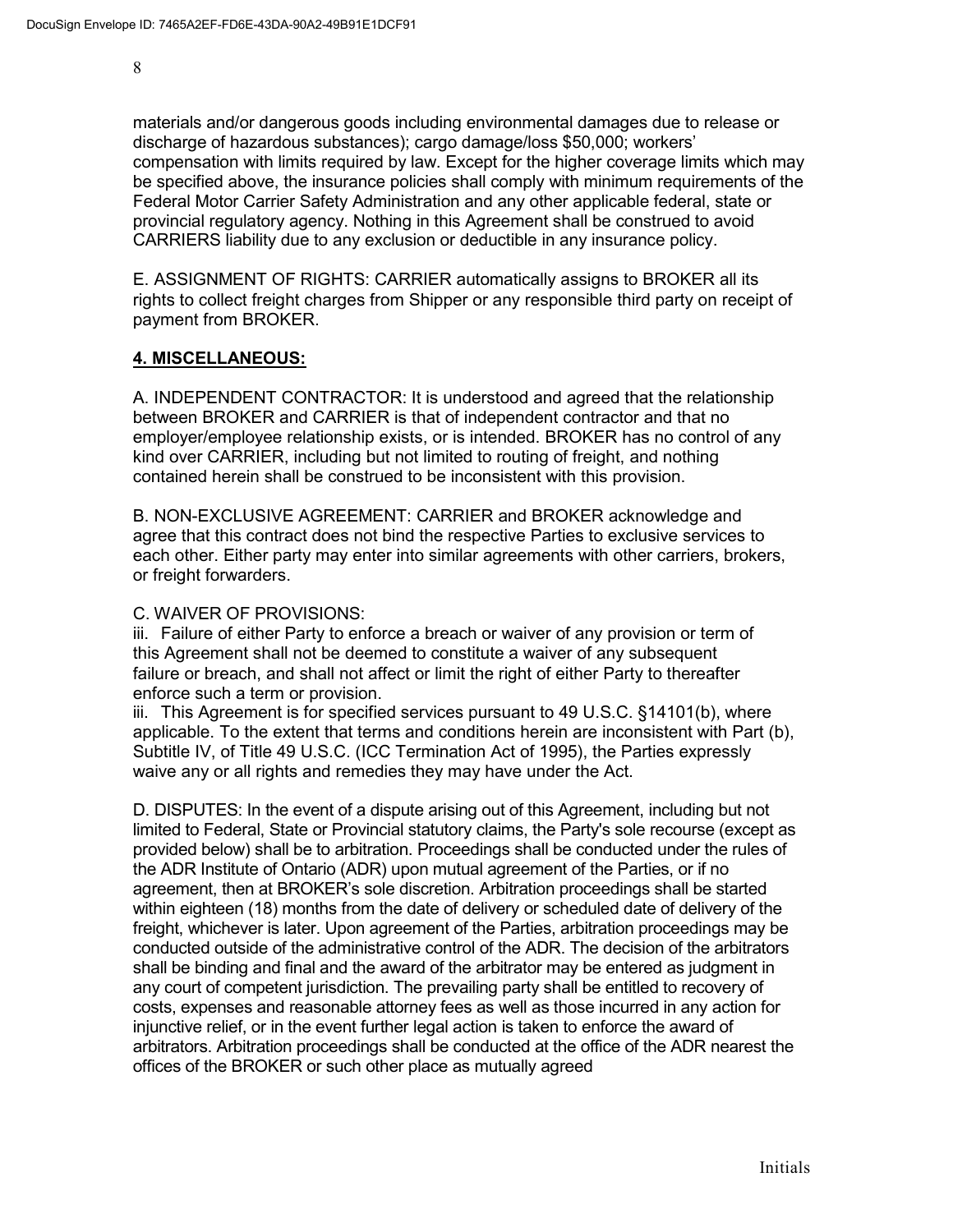materials and/or dangerous goods including environmental damages due to release or discharge of hazardous substances); cargo damage/loss $50,000; workers' compensation with limits required by law. Except for the higher coverage limits which may be specified above, the insurance policies shall comply with minimum requirements of the Federal Motor Carrier Safety Administration and any other applicable federal, state or provincial regulatory agency. Nothing in this Agreement shall be construed to avoid CARRIERS liability due to any exclusion or deductible in any insurance policy.

E. ASSIGNMENT OF RIGHTS: CARRIER automatically assigns to BROKER all its rights to collect freight charges from Shipper or any responsible third party on receipt of payment from BROKER.

## 4. MISCELLANEOUS:

A. INDEPENDENT CONTRACTOR: It is understood and agreed that the relationship between BROKER and CARRIER is that of independent contractor and that no employer/employee relationship exists, or is intended. BROKER has no control of any kind over CARRIER, including but not limited to routing of freight, and nothing contained herein shall be construed to be inconsistent with this provision.

B. NON-EXCLUSIVE AGREEMENT: CARRIER and BROKER acknowledge and agree that this contract does not bind the respective Parties to exclusive services to each other. Either party may enter into similar agreements with other carriers, brokers, or freight forwarders.

C. WAIVER OF PROVISIONS:
iii. Failure of either Party to enforce a breach or waiver of any provision or term of this Agreement shall not be deemed to constitute a waiver of any subsequent failure or breach, and shall not affect or limit the right of either Party to thereafter enforce such a term or provision.
iii. This Agreement is for specified services pursuant to 49 U.S.C. §14101(b), where applicable. To the extent that terms and conditions herein are inconsistent with Part (b), Subtitle IV, of Title 49 U.S.C. (ICC Termination Act of 1995), the Parties expressly waive any or all rights and remedies they may have under the Act.

D. DISPUTES: In the event of a dispute arising out of this Agreement, including but not limited to Federal, State or Provincial statutory claims, the Party's sole recourse (except as provided below) shall be to arbitration. Proceedings shall be conducted under the rules of the ADR Institute of Ontario (ADR) upon mutual agreement of the Parties, or if no agreement, then at BROKER's sole discretion. Arbitration proceedings shall be started within eighteen (18) months from the date of delivery or scheduled date of delivery of the freight, whichever is later. Upon agreement of the Parties, arbitration proceedings may be conducted outside of the administrative control of the ADR. The decision of the arbitrators shall be binding and final and the award of the arbitrator may be entered as judgment in any court of competent jurisdiction. The prevailing party shall be entitled to recovery of costs, expenses and reasonable attorney fees as well as those incurred in any action for injunctive relief, or in the event further legal action is taken to enforce the award of arbitrators. Arbitration proceedings shall be conducted at the office of the ADR nearest the offices of the BROKER or such other place as mutually agreed

Initials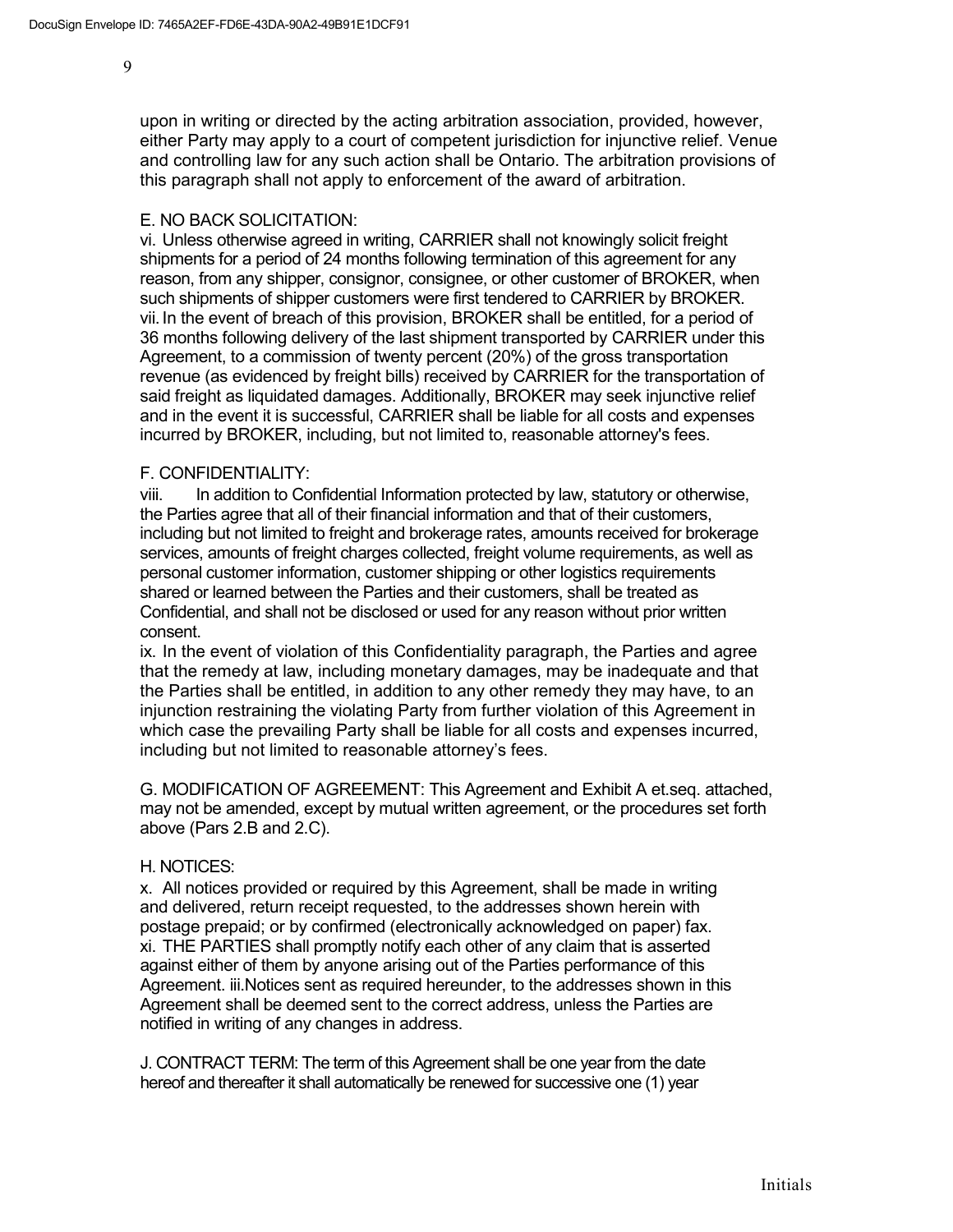upon in writing or directed by the acting arbitration association, provided, however, either Party may apply to a court of competent jurisdiction for injunctive relief. Venue and controlling law for any such action shall be Ontario. The arbitration provisions of this paragraph shall not apply to enforcement of the award of arbitration.

E. NO BACK SOLICITATION:

vi. Unless otherwise agreed in writing, CARRIER shall not knowingly solicit freight shipments for a period of 24 months following termination of this agreement for any reason, from any shipper, consignor, consignee, or other customer of BROKER, when such shipments of shipper customers were first tendered to CARRIER by BROKER.

vii. In the event of breach of this provision, BROKER shall be entitled, for a period of 36 months following delivery of the last shipment transported by CARRIER under this Agreement, to a commission of twenty percent (20%) of the gross transportation revenue (as evidenced by freight bills) received by CARRIER for the transportation of said freight as liquidated damages. Additionally, BROKER may seek injunctive relief and in the event it is successful, CARRIER shall be liable for all costs and expenses incurred by BROKER, including, but not limited to, reasonable attorney's fees.

F. CONFIDENTIALITY:

viii. In addition to Confidential Information protected by law, statutory or otherwise, the Parties agree that all of their financial information and that of their customers, including but not limited to freight and brokerage rates, amounts received for brokerage services, amounts of freight charges collected, freight volume requirements, as well as personal customer information, customer shipping or other logistics requirements shared or learned between the Parties and their customers, shall be treated as Confidential, and shall not be disclosed or used for any reason without prior written consent.

ix. In the event of violation of this Confidentiality paragraph, the Parties and agree that the remedy at law, including monetary damages, may be inadequate and that the Parties shall be entitled, in addition to any other remedy they may have, to an injunction restraining the violating Party from further violation of this Agreement in which case the prevailing Party shall be liable for all costs and expenses incurred, including but not limited to reasonable attorney's fees.

G. MODIFICATION OF AGREEMENT: This Agreement and Exhibit A et.seq. attached, may not be amended, except by mutual written agreement, or the procedures set forth above (Pars 2.B and 2.C).

H. NOTICES:

x. All notices provided or required by this Agreement, shall be made in writing and delivered, return receipt requested, to the addresses shown herein with postage prepaid; or by confirmed (electronically acknowledged on paper) fax.

xi. THE PARTIES shall promptly notify each other of any claim that is asserted against either of them by anyone arising out of the Parties performance of this Agreement. iii.Notices sent as required hereunder, to the addresses shown in this Agreement shall be deemed sent to the correct address, unless the Parties are notified in writing of any changes in address.

J. CONTRACT TERM: The term of this Agreement shall be one year from the date hereof and thereafter it shall automatically be renewed for successive one (1) year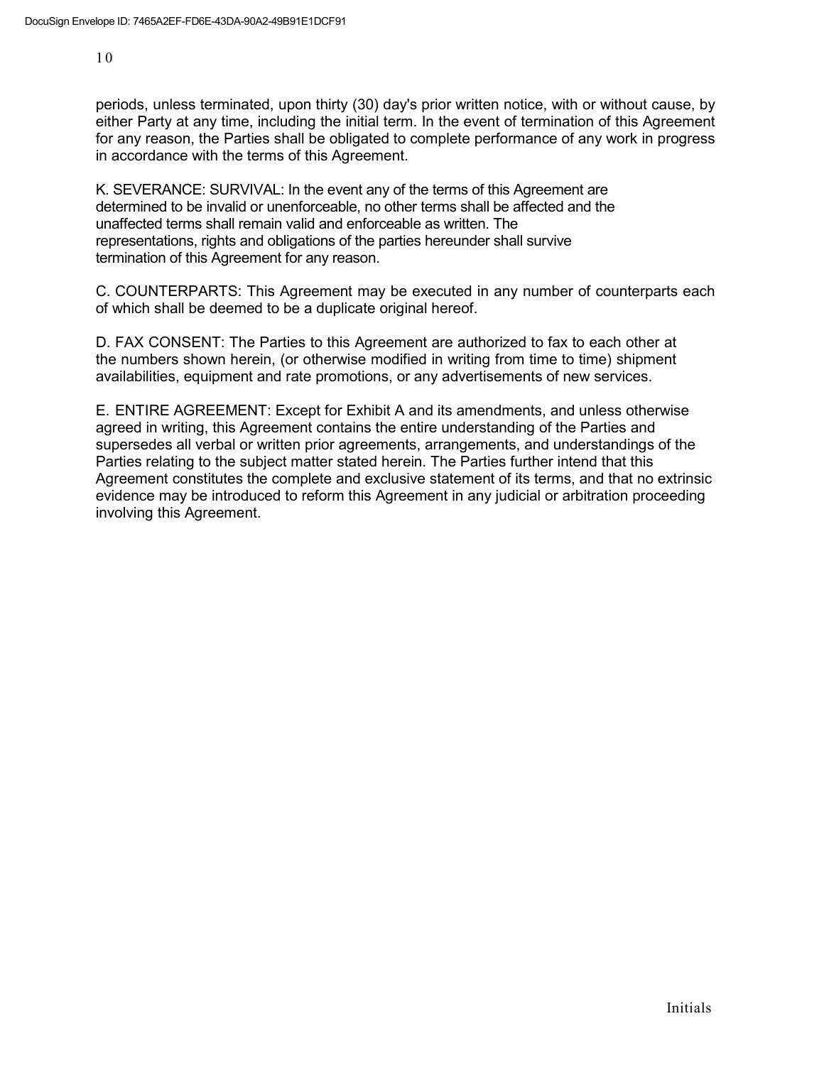periods, unless terminated, upon thirty (30) day's prior written notice, with or without cause, by either Party at any time, including the initial term. In the event of termination of this Agreement for any reason, the Parties shall be obligated to complete performance of any work in progress in accordance with the terms of this Agreement.

K. SEVERANCE: SURVIVAL: In the event any of the terms of this Agreement are determined to be invalid or unenforceable, no other terms shall be affected and the unaffected terms shall remain valid and enforceable as written. The representations, rights and obligations of the parties hereunder shall survive termination of this Agreement for any reason.

C. COUNTERPARTS: This Agreement may be executed in any number of counterparts each of which shall be deemed to be a duplicate original hereof.

D. FAX CONSENT: The Parties to this Agreement are authorized to fax to each other at the numbers shown herein, (or otherwise modified in writing from time to time) shipment availabilities, equipment and rate promotions, or any advertisements of new services.

E. ENTIRE AGREEMENT: Except for Exhibit A and its amendments, and unless otherwise agreed in writing, this Agreement contains the entire understanding of the Parties and supersedes all verbal or written prior agreements, arrangements, and understandings of the Parties relating to the subject matter stated herein. The Parties further intend that this Agreement constitutes the complete and exclusive statement of its terms, and that no extrinsic evidence may be introduced to reform this Agreement in any judicial or arbitration proceeding involving this Agreement.

Initials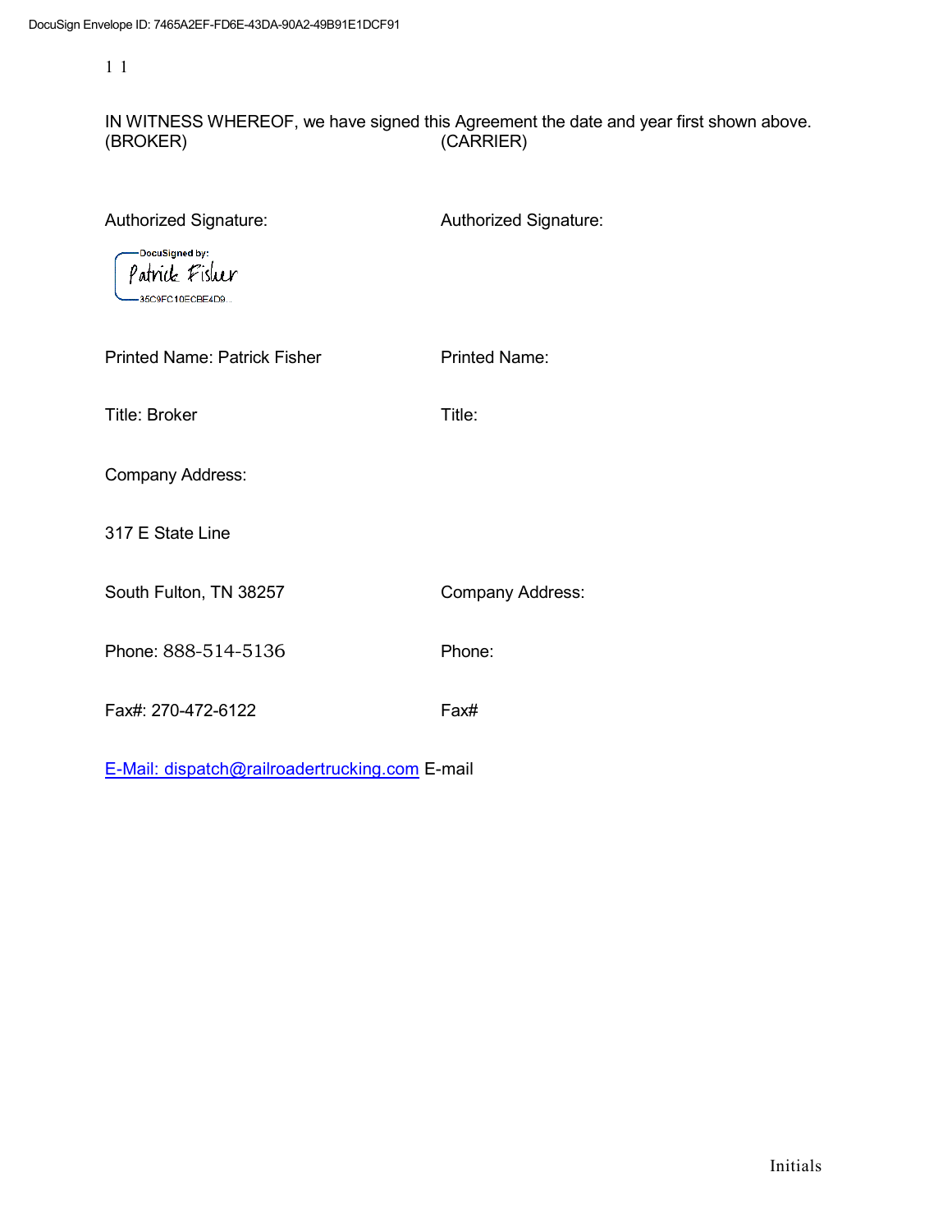IN WITNESS WHEREOF, we have signed this Agreement the date and year first shown above.

| (BROKER) | (CARRIER) |
|---|---|
| Authorized Signature: | Authorized Signature: |
| DocuSigned by: Patrick Fisher 35C9FC10ECBE4D9... | |
| Printed Name: Patrick Fisher | Printed Name: |
| Title: Broker | Title: |
| Company Address: | |
| 317 E State Line | |
| South Fulton, TN 38257 | Company Address: |
| Phone: 888-514-5136 | Phone: |
| Fax#: 270-472-6122 | Fax# |
| E-Mail: dispatch@railroadertrucking.com | E-mail |

Initials